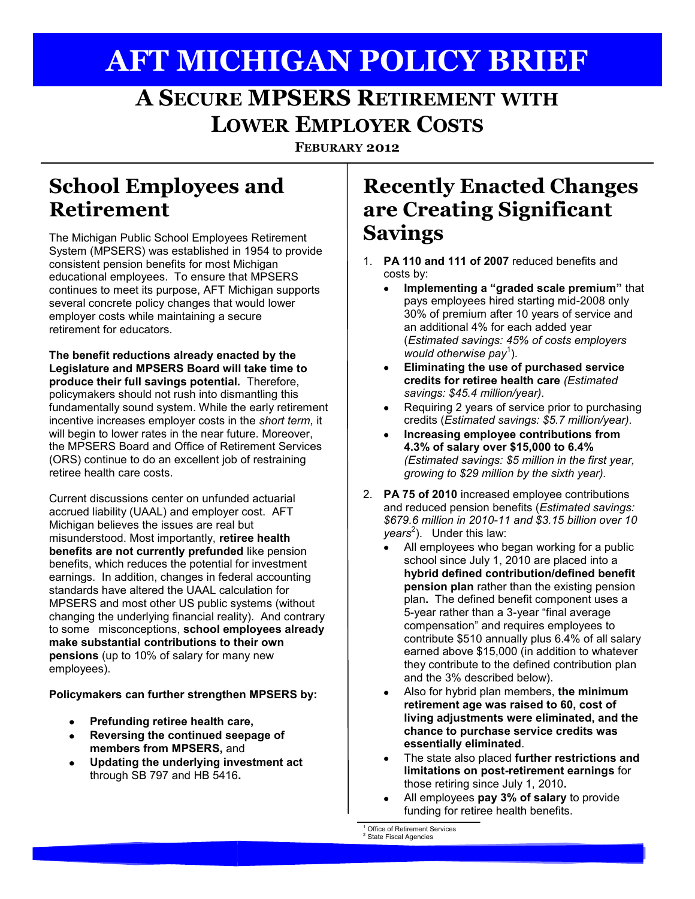# AFT MICHIGAN POLICY BRIEF

## A SECURE MPSERS RETIREMENT WITH LOWER EMPLOYER COSTS

**FEBURARY 2012**

## School Employees and Retirement

The Michigan Public School Employees Retirement System (MPSERS) was established in 1954 to provide consistent pension benefits for most Michigan educational employees. To ensure that MPSERS continues to meet its purpose, AFT Michigan supports several concrete policy changes that would lower employer costs while maintaining a secure retirement for educators.

**The benefit reductions already enacted by the Legislature and MPSERS Board will take time to produce their full savings potential.** Therefore, policymakers should not rush into dismantling this fundamentally sound system. While the early retirement incentive increases employer costs in the *short term*, it will begin to lower rates in the near future. Moreover, the MPSERS Board and Office of Retirement Services (ORS) continue to do an excellent job of restraining retiree health care costs.

Current discussions center on unfunded actuarial accrued liability (UAAL) and employer cost. AFT Michigan believes the issues are real but misunderstood. Most importantly, **retiree health benefits are not currently prefunded** like pension benefits, which reduces the potential for investment earnings. In addition, changes in federal accounting standards have altered the UAAL calculation for MPSERS and most other US public systems (without changing the underlying financial reality). And contrary to some misconceptions, **school employees already make substantial contributions to their own pensions** (up to 10% of salary for many new employees).

**Policymakers can further strengthen MPSERS by:**

- **Prefunding retiree health care,**
- **Reversing the continued seepage of members from MPSERS,** and
- **Updating the underlying investment act** through SB 797 and HB 5416**.**

## Recently Enacted Changes are Creating Significant Savings

1. **PA 110 and 111 of 2007** reduced benefits and costs by:
   - **Implementing a "graded scale premium"** that pays employees hired starting mid-2008 only 30% of premium after 10 years of service and an additional 4% for each added year (*Estimated savings: 45% of costs employers would otherwise pay*[1]).
   - **Eliminating the use of purchased service credits for retiree health care** *(Estimated savings: $45.4 million/year)*.
   - Requiring 2 years of service prior to purchasing credits (*Estimated savings: $5.7 million/year)*.
   - **Increasing employee contributions from 4.3% of salary over $15,000 to 6.4%** *(Estimated savings: $5 million in the first year, growing to $29 million by the sixth year).*
2. **PA 75 of 2010** increased employee contributions and reduced pension benefits (*Estimated savings: $679.6 million in 2010-11 and $3.15 billion over 10 years*[2]). Under this law:
   - All employees who began working for a public school since July 1, 2010 are placed into a **hybrid defined contribution/defined benefit pension plan** rather than the existing pension plan**.** The defined benefit component uses a 5-year rather than a 3-year "final average compensation" and requires employees to contribute $510 annually plus 6.4% of all salary earned above $15,000 (in addition to whatever they contribute to the defined contribution plan and the 3% described below).
   - Also for hybrid plan members, **the minimum retirement age was raised to 60, cost of living adjustments were eliminated, and the chance to purchase service credits was essentially eliminated**.
   - The state also placed **further restrictions and limitations on post-retirement earnings** for those retiring since July 1, 2010**.**
   - All employees **pay 3% of salary** to provide funding for retiree health benefits.

[1] Office of Retirement Services
[2] State Fiscal Agencies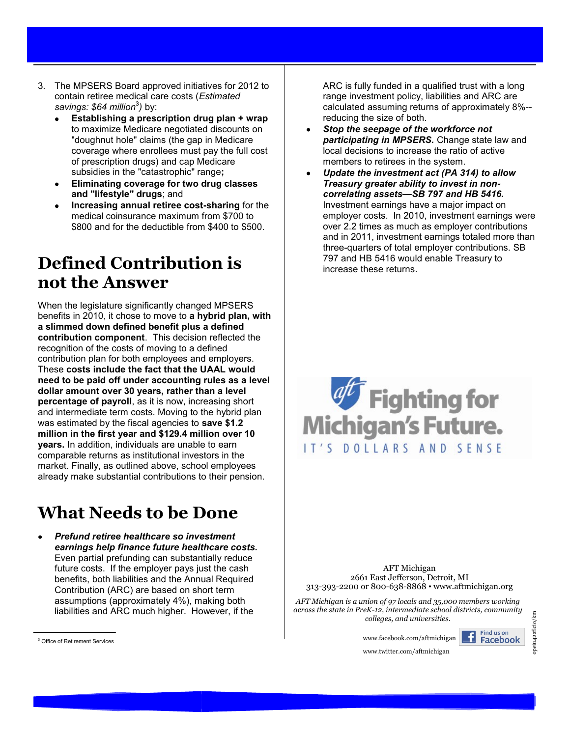3. The MPSERS Board approved initiatives for 2012 to contain retiree medical care costs (*Estimated savings: $64 million*[3]) by:
   - **Establishing a prescription drug plan + wrap** to maximize Medicare negotiated discounts on "doughnut hole" claims (the gap in Medicare coverage where enrollees must pay the full cost of prescription drugs) and cap Medicare subsidies in the "catastrophic" range**;**
   - **Eliminating coverage for two drug classes and "lifestyle" drugs**; and
   - **Increasing annual retiree cost-sharing** for the medical coinsurance maximum from $700 to $800 and for the deductible from $400 to $500.

## Defined Contribution is not the Answer

When the legislature significantly changed MPSERS benefits in 2010, it chose to move to **a hybrid plan, with a slimmed down defined benefit plus a defined contribution component**. This decision reflected the recognition of the costs of moving to a defined contribution plan for both employees and employers. These **costs include the fact that the UAAL would need to be paid off under accounting rules as a level dollar amount over 30 years, rather than a level percentage of payroll**, as it is now, increasing short and intermediate term costs. Moving to the hybrid plan was estimated by the fiscal agencies to **save $1.2 million in the first year and $129.4 million over 10 years.** In addition, individuals are unable to earn comparable returns as institutional investors in the market. Finally, as outlined above, school employees already make substantial contributions to their pension.

## What Needs to be Done

- ***Prefund retiree healthcare so investment earnings help finance future healthcare costs.*** Even partial prefunding can substantially reduce future costs. If the employer pays just the cash benefits, both liabilities and the Annual Required Contribution (ARC) are based on short term assumptions (approximately 4%), making both liabilities and ARC much higher. However, if the ARC is fully funded in a qualified trust with a long range investment policy, liabilities and ARC are calculated assuming returns of approximately 8%--reducing the size of both.
- ***Stop the seepage of the workforce not participating in MPSERS.*** Change state law and local decisions to increase the ratio of active members to retirees in the system.
- ***Update the investment act (PA 314) to allow Treasury greater ability to invest in non-correlating assets—SB 797 and HB 5416.*** Investment earnings have a major impact on employer costs. In 2010, investment earnings were over 2.2 times as much as employer contributions and in 2011, investment earnings totaled more than three-quarters of total employer contributions. SB 797 and HB 5416 would enable Treasury to increase these returns.

aft Fighting for Michigan's Future.
IT'S DOLLARS AND SENSE

AFT Michigan
2661 East Jefferson, Detroit, MI
313-393-2200 or 800-638-8868 • www.aftmichigan.org

*AFT Michigan is a union of 97 locals and 35,000 members working across the state in PreK-12, intermediate school districts, community colleges, and universities.*

www.facebook.com/aftmichigan Find us on Facebook
www.twitter.com/aftmichigan

opeiu42aflcio/km

[3] Office of Retirement Services